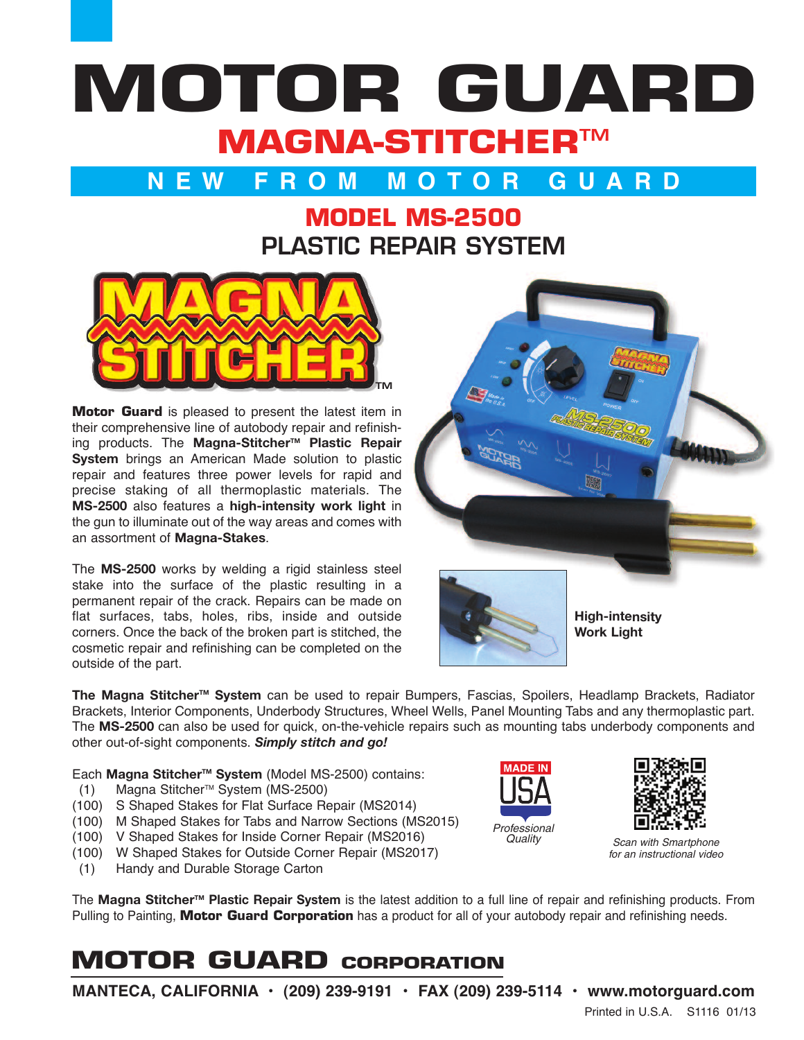# MOTOR GUARD

## MAGNA-STITCHER™

**NEW FROM MOTOR GUARD**

## MODEL MS-2500
## PLASTIC REPAIR SYSTEM

**Motor Guard** is pleased to present the latest item in their comprehensive line of autobody repair and refinishing products. The **Magna-Stitcher™ Plastic Repair System** brings an American Made solution to plastic repair and features three power levels for rapid and precise staking of all thermoplastic materials. The **MS-2500** also features a **high-intensity work light** in the gun to illuminate out of the way areas and comes with an assortment of **Magna-Stakes**.

The **MS-2500** works by welding a rigid stainless steel stake into the surface of the plastic resulting in a permanent repair of the crack. Repairs can be made on flat surfaces, tabs, holes, ribs, inside and outside corners. Once the back of the broken part is stitched, the cosmetic repair and refinishing can be completed on the outside of the part.

**High-intensity Work Light**

**The Magna Stitcher™ System** can be used to repair Bumpers, Fascias, Spoilers, Headlamp Brackets, Radiator Brackets, Interior Components, Underbody Structures, Wheel Wells, Panel Mounting Tabs and any thermoplastic part. The **MS-2500** can also be used for quick, on-the-vehicle repairs such as mounting tabs underbody components and other out-of-sight components. ***Simply stitch and go!***

Each **Magna Stitcher™ System** (Model MS-2500) contains:

- (1) Magna Stitcher™ System (MS-2500)
- (100) S Shaped Stakes for Flat Surface Repair (MS2014)
- (100) M Shaped Stakes for Tabs and Narrow Sections (MS2015)
- (100) V Shaped Stakes for Inside Corner Repair (MS2016)
- (100) W Shaped Stakes for Outside Corner Repair (MS2017)
- (1) Handy and Durable Storage Carton

MADE IN USA — *Professional Quality*

*Scan with Smartphone for an instructional video*

The **Magna Stitcher™ Plastic Repair System** is the latest addition to a full line of repair and refinishing products. From Pulling to Painting, **Motor Guard Corporation** has a product for all of your autobody repair and refinishing needs.

**MOTOR GUARD CORPORATION**

**MANTECA, CALIFORNIA • (209) 239-9191 • FAX (209) 239-5114 • www.motorguard.com**

Printed in U.S.A. S1116 01/13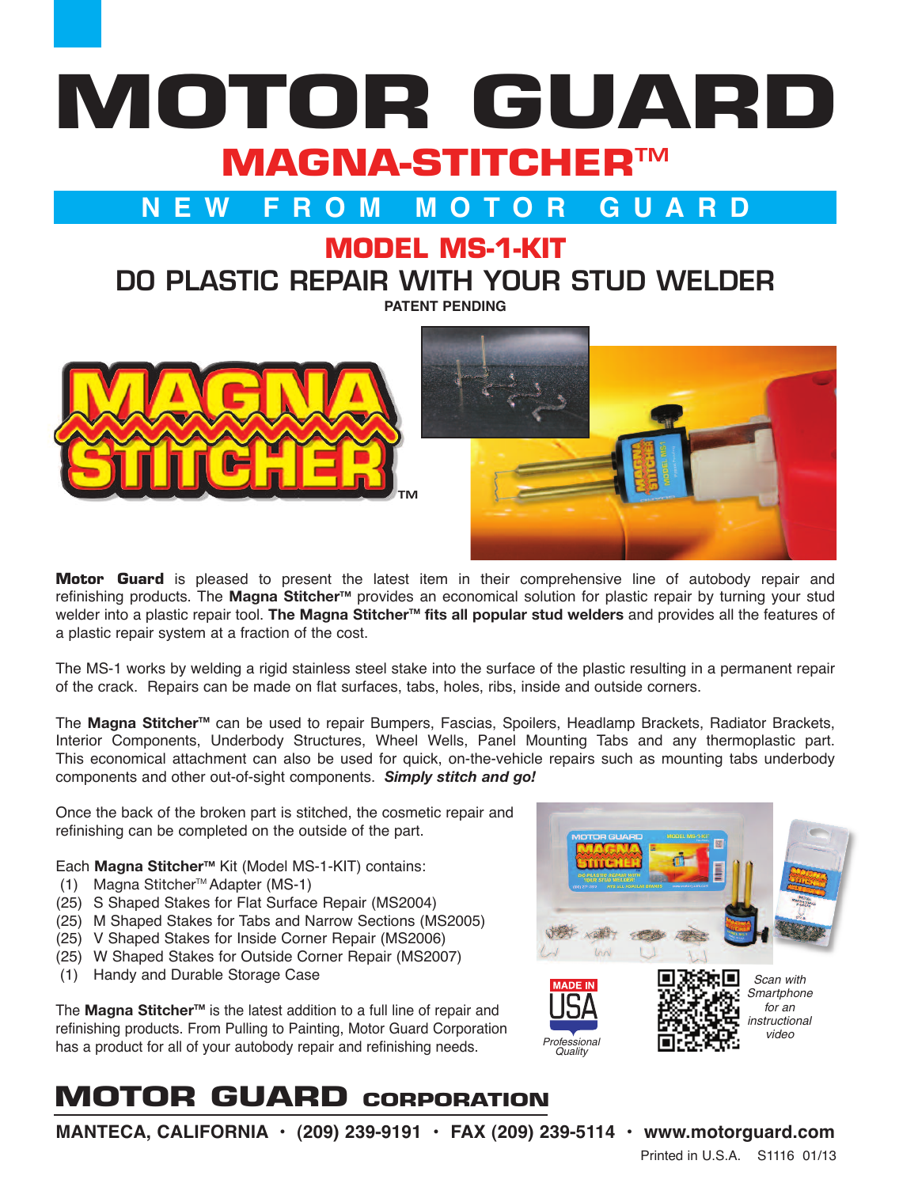# MOTOR GUARD

## MAGNA-STITCHER™

**NEW FROM MOTOR GUARD**

## MODEL MS-1-KIT

## DO PLASTIC REPAIR WITH YOUR STUD WELDER

**PATENT PENDING**

**Motor Guard** is pleased to present the latest item in their comprehensive line of autobody repair and refinishing products. The **Magna Stitcher™** provides an economical solution for plastic repair by turning your stud welder into a plastic repair tool. **The Magna Stitcher™ fits all popular stud welders** and provides all the features of a plastic repair system at a fraction of the cost.

The MS-1 works by welding a rigid stainless steel stake into the surface of the plastic resulting in a permanent repair of the crack. Repairs can be made on flat surfaces, tabs, holes, ribs, inside and outside corners.

The **Magna Stitcher™** can be used to repair Bumpers, Fascias, Spoilers, Headlamp Brackets, Radiator Brackets, Interior Components, Underbody Structures, Wheel Wells, Panel Mounting Tabs and any thermoplastic part. This economical attachment can also be used for quick, on-the-vehicle repairs such as mounting tabs underbody components and other out-of-sight components. ***Simply stitch and go!***

Once the back of the broken part is stitched, the cosmetic repair and refinishing can be completed on the outside of the part.

Each **Magna Stitcher™** Kit (Model MS-1-KIT) contains:

- (1) Magna Stitcher™ Adapter (MS-1)
- (25) S Shaped Stakes for Flat Surface Repair (MS2004)
- (25) M Shaped Stakes for Tabs and Narrow Sections (MS2005)
- (25) V Shaped Stakes for Inside Corner Repair (MS2006)
- (25) W Shaped Stakes for Outside Corner Repair (MS2007)
- (1) Handy and Durable Storage Case

The **Magna Stitcher™** is the latest addition to a full line of repair and refinishing products. From Pulling to Painting, Motor Guard Corporation has a product for all of your autobody repair and refinishing needs.

MADE IN USA
*Professional Quality*

*Scan with Smartphone for an instructional video*

## MOTOR GUARD CORPORATION

**MANTECA, CALIFORNIA • (209) 239-9191 • FAX (209) 239-5114 • www.motorguard.com**

Printed in U.S.A. S1116 01/13